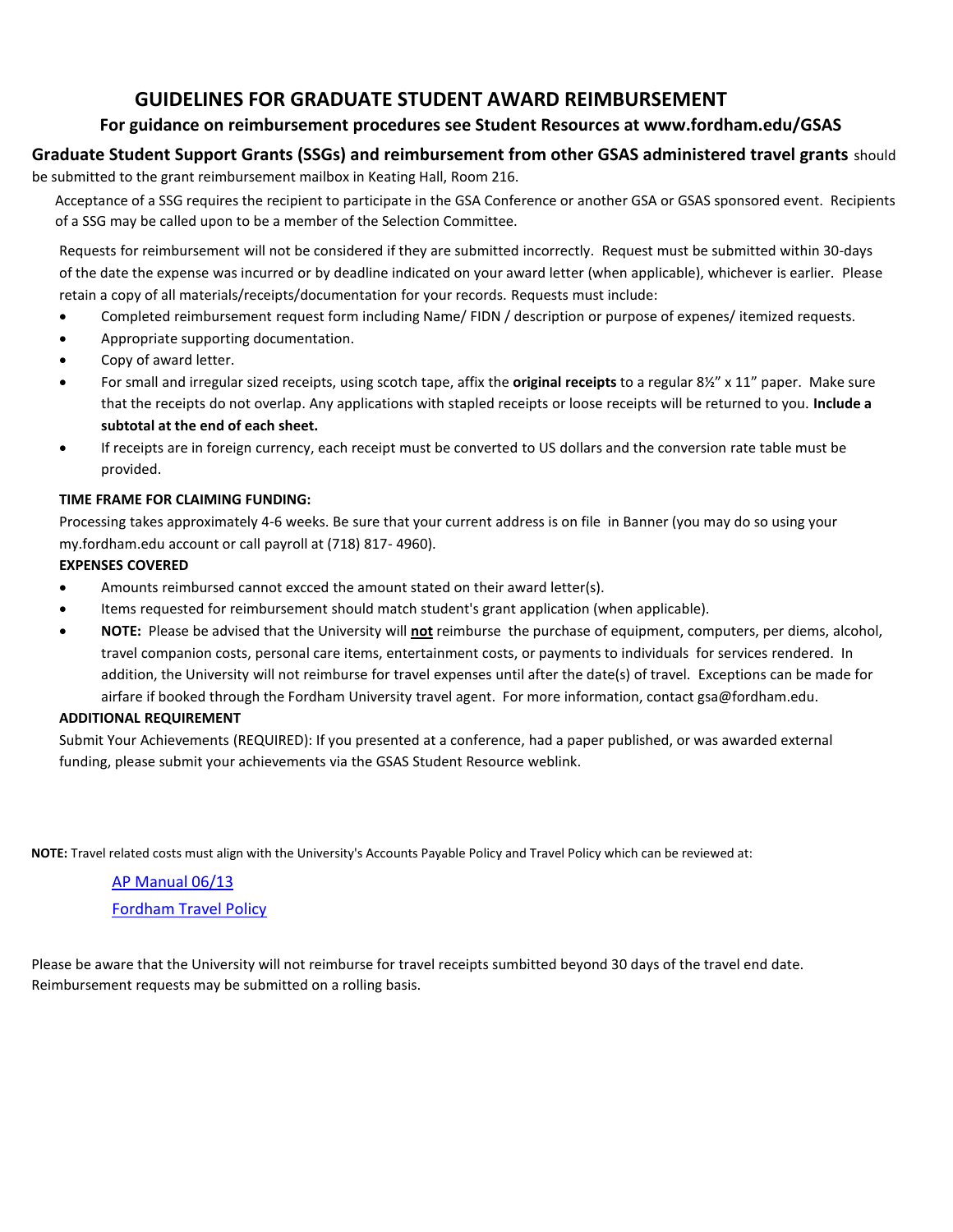# GUIDELINES FOR GRADUATE STUDENT AWARD REIMBURSEMENT

### For guidance on reimbursement procedures see Student Resources at www.fordham.edu/GSAS

**Graduate Student Support Grants (SSGs) and reimbursement from other GSAS administered travel grants** should be submitted to the grant reimbursement mailbox in Keating Hall, Room 216.

Acceptance of a SSG requires the recipient to participate in the GSA Conference or another GSA or GSAS sponsored event. Recipients of a SSG may be called upon to be a member of the Selection Committee.

Requests for reimbursement will not be considered if they are submitted incorrectly. Request must be submitted within 30-days of the date the expense was incurred or by deadline indicated on your award letter (when applicable), whichever is earlier. Please retain a copy of all materials/receipts/documentation for your records. Requests must include:

- Completed reimbursement request form including Name/ FIDN / description or purpose of expenes/ itemized requests.
- Appropriate supporting documentation.
- Copy of award letter.
- For small and irregular sized receipts, using scotch tape, affix the **original receipts** to a regular 8½" x 11" paper. Make sure that the receipts do not overlap. Any applications with stapled receipts or loose receipts will be returned to you. **Include a subtotal at the end of each sheet.**
- If receipts are in foreign currency, each receipt must be converted to US dollars and the conversion rate table must be provided.

**TIME FRAME FOR CLAIMING FUNDING:**

Processing takes approximately 4-6 weeks. Be sure that your current address is on file in Banner (you may do so using your my.fordham.edu account or call payroll at (718) 817- 4960).

**EXPENSES COVERED**

- Amounts reimbursed cannot excced the amount stated on their award letter(s).
- Items requested for reimbursement should match student's grant application (when applicable).
- **NOTE:** Please be advised that the University will **not** reimburse the purchase of equipment, computers, per diems, alcohol, travel companion costs, personal care items, entertainment costs, or payments to individuals for services rendered. In addition, the University will not reimburse for travel expenses until after the date(s) of travel. Exceptions can be made for airfare if booked through the Fordham University travel agent. For more information, contact gsa@fordham.edu.

**ADDITIONAL REQUIREMENT**

Submit Your Achievements (REQUIRED): If you presented at a conference, had a paper published, or was awarded external funding, please submit your achievements via the GSAS Student Resource weblink.

**NOTE:** Travel related costs must align with the University's Accounts Payable Policy and Travel Policy which can be reviewed at:

AP Manual 06/13

Fordham Travel Policy

Please be aware that the University will not reimburse for travel receipts sumbitted beyond 30 days of the travel end date. Reimbursement requests may be submitted on a rolling basis.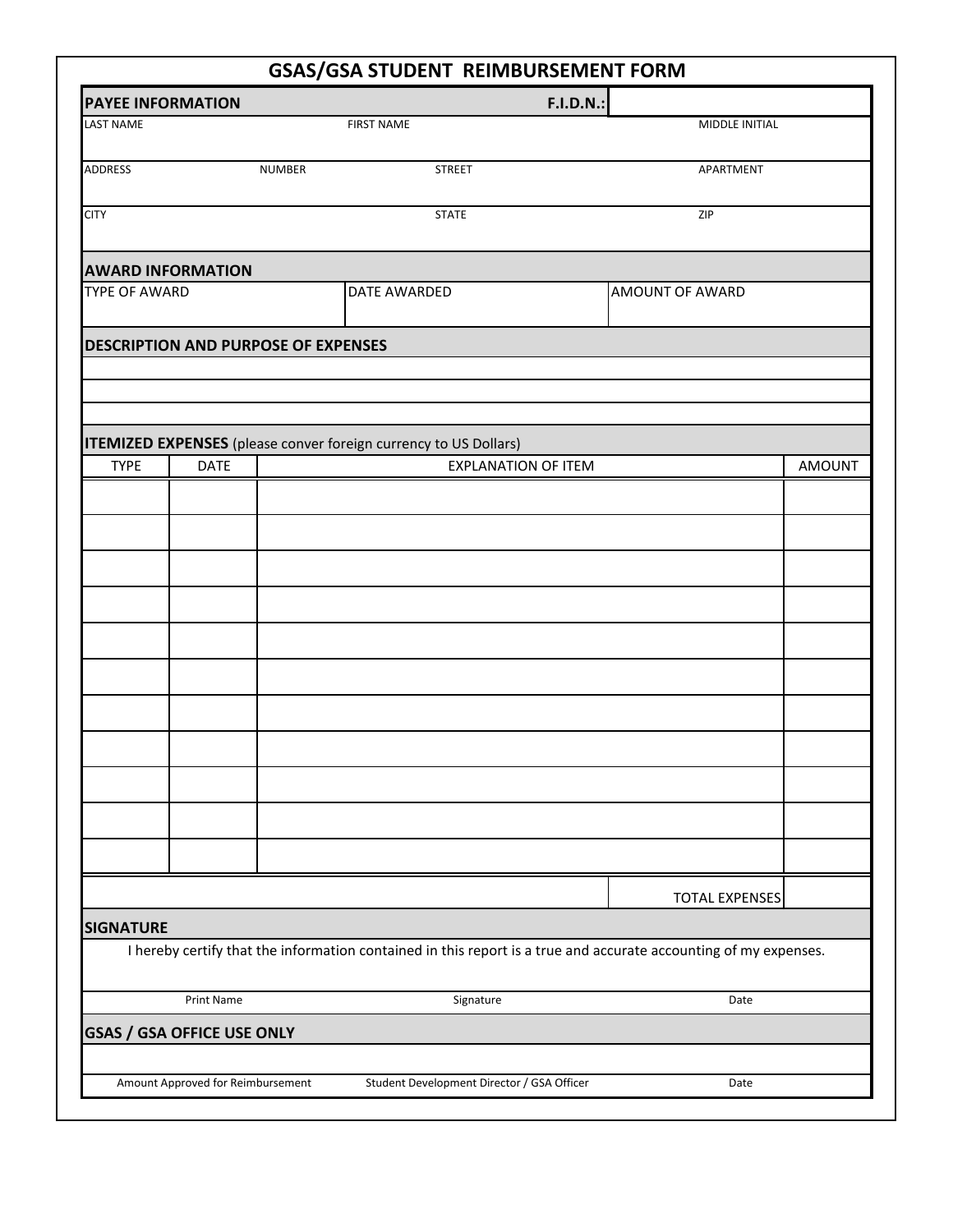# GSAS/GSA STUDENT REIMBURSEMENT FORM

## PAYEE INFORMATION

**F.I.D.N.:**

| LAST NAME | FIRST NAME | MIDDLE INITIAL |
|---|---|---|
| | | |

| ADDRESS | NUMBER | STREET | APARTMENT |
|---|---|---|---|
| | | | |

| CITY | STATE | ZIP |
|---|---|---|
| | | |

## AWARD INFORMATION

| TYPE OF AWARD | DATE AWARDED | AMOUNT OF AWARD |
|---|---|---|
| | | |

## DESCRIPTION AND PURPOSE OF EXPENSES

## ITEMIZED EXPENSES (please conver foreign currency to US Dollars)

| TYPE | DATE | EXPLANATION OF ITEM | AMOUNT |
|---|---|---|---|
| | | | |
| | | | |
| | | | |
| | | | |
| | | | |
| | | | |
| | | | |
| | | | |
| | | | |
| | | | |
| | | | |
| | | TOTAL EXPENSES | |

## SIGNATURE

I hereby certify that the information contained in this report is a true and accurate accounting of my expenses.

| Print Name | Signature | Date |
|---|---|---|
| | | |

## GSAS / GSA OFFICE USE ONLY

| Amount Approved for Reimbursement | Student Development Director / GSA Officer | Date |
|---|---|---|
| | | |